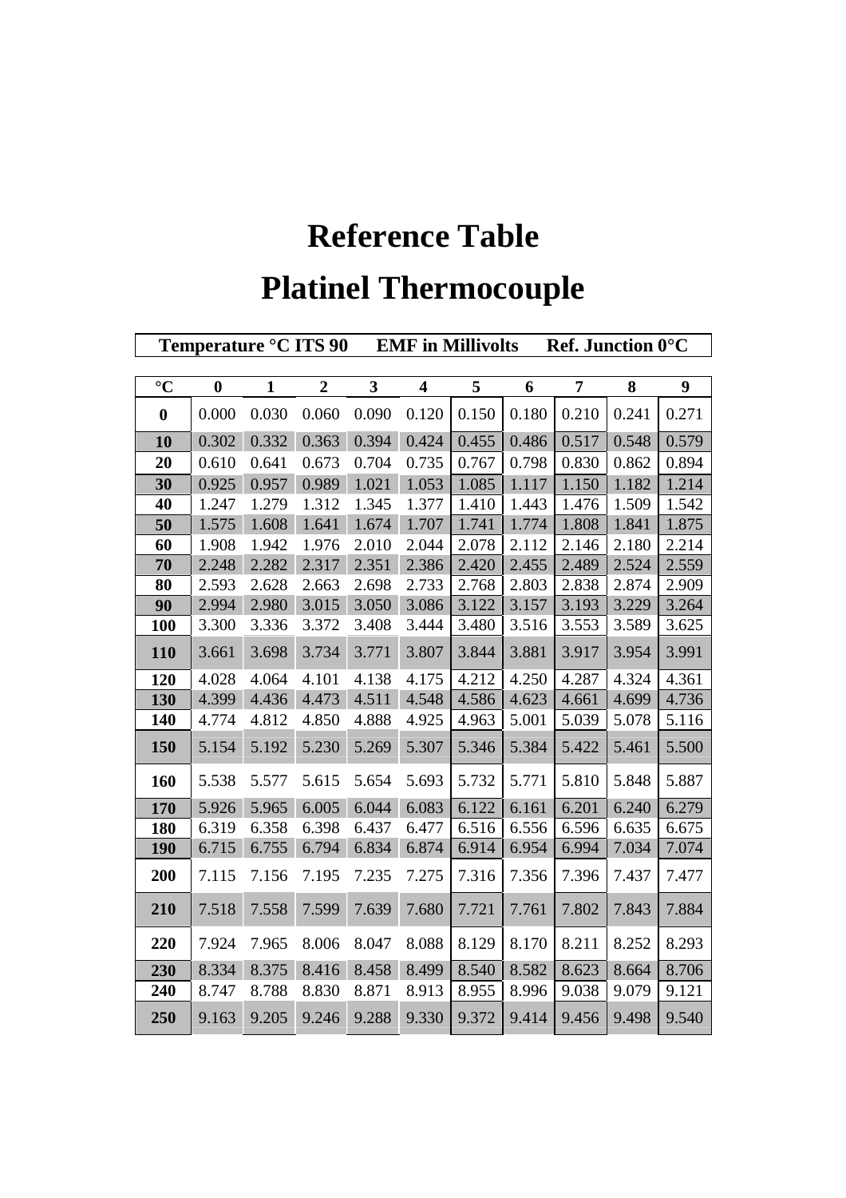# Reference Table

# Platinel Thermocouple

**Temperature °C ITS 90 EMF in Millivolts Ref. Junction 0°C**

| °C | 0 | 1 | 2 | 3 | 4 | 5 | 6 | 7 | 8 | 9 |
|---|---|---|---|---|---|---|---|---|---|---|
| **0** | 0.000 | 0.030 | 0.060 | 0.090 | 0.120 | 0.150 | 0.180 | 0.210 | 0.241 | 0.271 |
| **10** | 0.302 | 0.332 | 0.363 | 0.394 | 0.424 | 0.455 | 0.486 | 0.517 | 0.548 | 0.579 |
| **20** | 0.610 | 0.641 | 0.673 | 0.704 | 0.735 | 0.767 | 0.798 | 0.830 | 0.862 | 0.894 |
| **30** | 0.925 | 0.957 | 0.989 | 1.021 | 1.053 | 1.085 | 1.117 | 1.150 | 1.182 | 1.214 |
| **40** | 1.247 | 1.279 | 1.312 | 1.345 | 1.377 | 1.410 | 1.443 | 1.476 | 1.509 | 1.542 |
| **50** | 1.575 | 1.608 | 1.641 | 1.674 | 1.707 | 1.741 | 1.774 | 1.808 | 1.841 | 1.875 |
| **60** | 1.908 | 1.942 | 1.976 | 2.010 | 2.044 | 2.078 | 2.112 | 2.146 | 2.180 | 2.214 |
| **70** | 2.248 | 2.282 | 2.317 | 2.351 | 2.386 | 2.420 | 2.455 | 2.489 | 2.524 | 2.559 |
| **80** | 2.593 | 2.628 | 2.663 | 2.698 | 2.733 | 2.768 | 2.803 | 2.838 | 2.874 | 2.909 |
| **90** | 2.994 | 2.980 | 3.015 | 3.050 | 3.086 | 3.122 | 3.157 | 3.193 | 3.229 | 3.264 |
| **100** | 3.300 | 3.336 | 3.372 | 3.408 | 3.444 | 3.480 | 3.516 | 3.553 | 3.589 | 3.625 |
| **110** | 3.661 | 3.698 | 3.734 | 3.771 | 3.807 | 3.844 | 3.881 | 3.917 | 3.954 | 3.991 |
| **120** | 4.028 | 4.064 | 4.101 | 4.138 | 4.175 | 4.212 | 4.250 | 4.287 | 4.324 | 4.361 |
| **130** | 4.399 | 4.436 | 4.473 | 4.511 | 4.548 | 4.586 | 4.623 | 4.661 | 4.699 | 4.736 |
| **140** | 4.774 | 4.812 | 4.850 | 4.888 | 4.925 | 4.963 | 5.001 | 5.039 | 5.078 | 5.116 |
| **150** | 5.154 | 5.192 | 5.230 | 5.269 | 5.307 | 5.346 | 5.384 | 5.422 | 5.461 | 5.500 |
| **160** | 5.538 | 5.577 | 5.615 | 5.654 | 5.693 | 5.732 | 5.771 | 5.810 | 5.848 | 5.887 |
| **170** | 5.926 | 5.965 | 6.005 | 6.044 | 6.083 | 6.122 | 6.161 | 6.201 | 6.240 | 6.279 |
| **180** | 6.319 | 6.358 | 6.398 | 6.437 | 6.477 | 6.516 | 6.556 | 6.596 | 6.635 | 6.675 |
| **190** | 6.715 | 6.755 | 6.794 | 6.834 | 6.874 | 6.914 | 6.954 | 6.994 | 7.034 | 7.074 |
| **200** | 7.115 | 7.156 | 7.195 | 7.235 | 7.275 | 7.316 | 7.356 | 7.396 | 7.437 | 7.477 |
| **210** | 7.518 | 7.558 | 7.599 | 7.639 | 7.680 | 7.721 | 7.761 | 7.802 | 7.843 | 7.884 |
| **220** | 7.924 | 7.965 | 8.006 | 8.047 | 8.088 | 8.129 | 8.170 | 8.211 | 8.252 | 8.293 |
| **230** | 8.334 | 8.375 | 8.416 | 8.458 | 8.499 | 8.540 | 8.582 | 8.623 | 8.664 | 8.706 |
| **240** | 8.747 | 8.788 | 8.830 | 8.871 | 8.913 | 8.955 | 8.996 | 9.038 | 9.079 | 9.121 |
| **250** | 9.163 | 9.205 | 9.246 | 9.288 | 9.330 | 9.372 | 9.414 | 9.456 | 9.498 | 9.540 |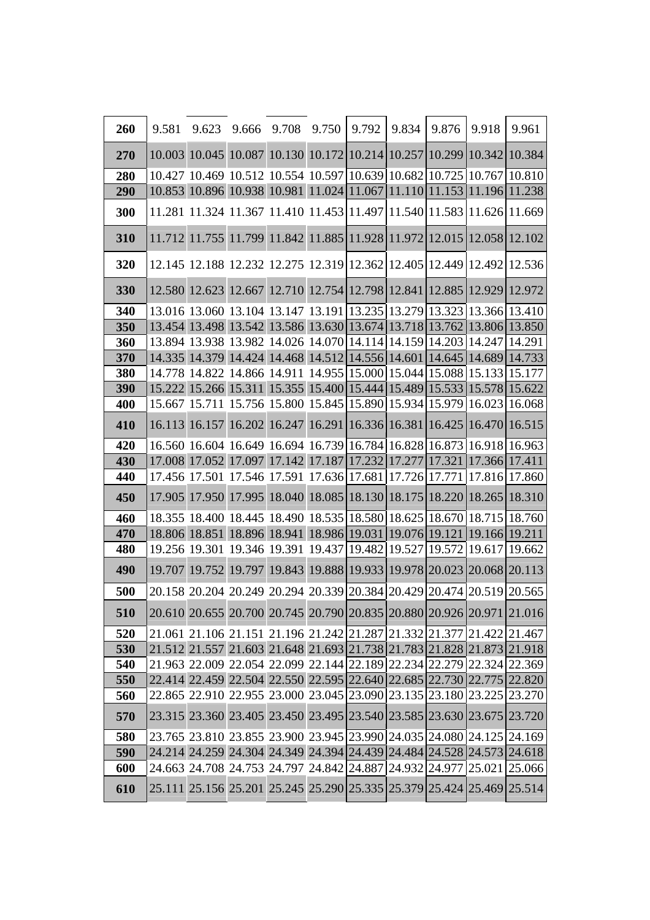| 260 | 9.581 | 9.623 | 9.666 | 9.708 | 9.750 | 9.792 | 9.834 | 9.876 | 9.918 | 9.961 |
|---|---|---|---|---|---|---|---|---|---|---|
| 270 | 10.003 | 10.045 | 10.087 | 10.130 | 10.172 | 10.214 | 10.257 | 10.299 | 10.342 | 10.384 |
| 280 | 10.427 | 10.469 | 10.512 | 10.554 | 10.597 | 10.639 | 10.682 | 10.725 | 10.767 | 10.810 |
| 290 | 10.853 | 10.896 | 10.938 | 10.981 | 11.024 | 11.067 | 11.110 | 11.153 | 11.196 | 11.238 |
| 300 | 11.281 | 11.324 | 11.367 | 11.410 | 11.453 | 11.497 | 11.540 | 11.583 | 11.626 | 11.669 |
| 310 | 11.712 | 11.755 | 11.799 | 11.842 | 11.885 | 11.928 | 11.972 | 12.015 | 12.058 | 12.102 |
| 320 | 12.145 | 12.188 | 12.232 | 12.275 | 12.319 | 12.362 | 12.405 | 12.449 | 12.492 | 12.536 |
| 330 | 12.580 | 12.623 | 12.667 | 12.710 | 12.754 | 12.798 | 12.841 | 12.885 | 12.929 | 12.972 |
| 340 | 13.016 | 13.060 | 13.104 | 13.147 | 13.191 | 13.235 | 13.279 | 13.323 | 13.366 | 13.410 |
| 350 | 13.454 | 13.498 | 13.542 | 13.586 | 13.630 | 13.674 | 13.718 | 13.762 | 13.806 | 13.850 |
| 360 | 13.894 | 13.938 | 13.982 | 14.026 | 14.070 | 14.114 | 14.159 | 14.203 | 14.247 | 14.291 |
| 370 | 14.335 | 14.379 | 14.424 | 14.468 | 14.512 | 14.556 | 14.601 | 14.645 | 14.689 | 14.733 |
| 380 | 14.778 | 14.822 | 14.866 | 14.911 | 14.955 | 15.000 | 15.044 | 15.088 | 15.133 | 15.177 |
| 390 | 15.222 | 15.266 | 15.311 | 15.355 | 15.400 | 15.444 | 15.489 | 15.533 | 15.578 | 15.622 |
| 400 | 15.667 | 15.711 | 15.756 | 15.800 | 15.845 | 15.890 | 15.934 | 15.979 | 16.023 | 16.068 |
| 410 | 16.113 | 16.157 | 16.202 | 16.247 | 16.291 | 16.336 | 16.381 | 16.425 | 16.470 | 16.515 |
| 420 | 16.560 | 16.604 | 16.649 | 16.694 | 16.739 | 16.784 | 16.828 | 16.873 | 16.918 | 16.963 |
| 430 | 17.008 | 17.052 | 17.097 | 17.142 | 17.187 | 17.232 | 17.277 | 17.321 | 17.366 | 17.411 |
| 440 | 17.456 | 17.501 | 17.546 | 17.591 | 17.636 | 17.681 | 17.726 | 17.771 | 17.816 | 17.860 |
| 450 | 17.905 | 17.950 | 17.995 | 18.040 | 18.085 | 18.130 | 18.175 | 18.220 | 18.265 | 18.310 |
| 460 | 18.355 | 18.400 | 18.445 | 18.490 | 18.535 | 18.580 | 18.625 | 18.670 | 18.715 | 18.760 |
| 470 | 18.806 | 18.851 | 18.896 | 18.941 | 18.986 | 19.031 | 19.076 | 19.121 | 19.166 | 19.211 |
| 480 | 19.256 | 19.301 | 19.346 | 19.391 | 19.437 | 19.482 | 19.527 | 19.572 | 19.617 | 19.662 |
| 490 | 19.707 | 19.752 | 19.797 | 19.843 | 19.888 | 19.933 | 19.978 | 20.023 | 20.068 | 20.113 |
| 500 | 20.158 | 20.204 | 20.249 | 20.294 | 20.339 | 20.384 | 20.429 | 20.474 | 20.519 | 20.565 |
| 510 | 20.610 | 20.655 | 20.700 | 20.745 | 20.790 | 20.835 | 20.880 | 20.926 | 20.971 | 21.016 |
| 520 | 21.061 | 21.106 | 21.151 | 21.196 | 21.242 | 21.287 | 21.332 | 21.377 | 21.422 | 21.467 |
| 530 | 21.512 | 21.557 | 21.603 | 21.648 | 21.693 | 21.738 | 21.783 | 21.828 | 21.873 | 21.918 |
| 540 | 21.963 | 22.009 | 22.054 | 22.099 | 22.144 | 22.189 | 22.234 | 22.279 | 22.324 | 22.369 |
| 550 | 22.414 | 22.459 | 22.504 | 22.550 | 22.595 | 22.640 | 22.685 | 22.730 | 22.775 | 22.820 |
| 560 | 22.865 | 22.910 | 22.955 | 23.000 | 23.045 | 23.090 | 23.135 | 23.180 | 23.225 | 23.270 |
| 570 | 23.315 | 23.360 | 23.405 | 23.450 | 23.495 | 23.540 | 23.585 | 23.630 | 23.675 | 23.720 |
| 580 | 23.765 | 23.810 | 23.855 | 23.900 | 23.945 | 23.990 | 24.035 | 24.080 | 24.125 | 24.169 |
| 590 | 24.214 | 24.259 | 24.304 | 24.349 | 24.394 | 24.439 | 24.484 | 24.528 | 24.573 | 24.618 |
| 600 | 24.663 | 24.708 | 24.753 | 24.797 | 24.842 | 24.887 | 24.932 | 24.977 | 25.021 | 25.066 |
| 610 | 25.111 | 25.156 | 25.201 | 25.245 | 25.290 | 25.335 | 25.379 | 25.424 | 25.469 | 25.514 |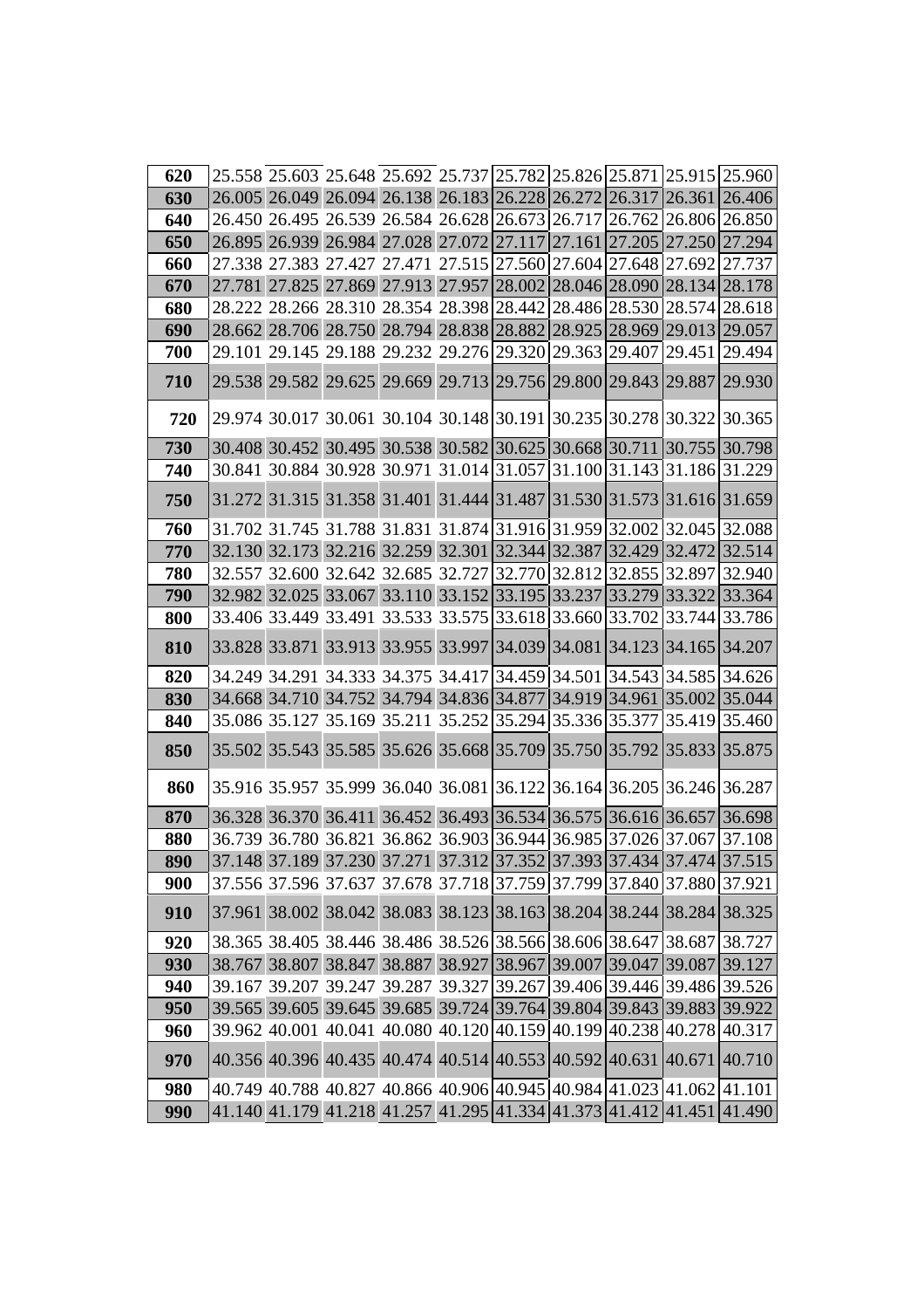| 620 | 25.558 | 25.603 | 25.648 | 25.692 | 25.737 | 25.782 | 25.826 | 25.871 | 25.915 | 25.960 |
|---|---|---|---|---|---|---|---|---|---|---|
| 630 | 26.005 | 26.049 | 26.094 | 26.138 | 26.183 | 26.228 | 26.272 | 26.317 | 26.361 | 26.406 |
| 640 | 26.450 | 26.495 | 26.539 | 26.584 | 26.628 | 26.673 | 26.717 | 26.762 | 26.806 | 26.850 |
| 650 | 26.895 | 26.939 | 26.984 | 27.028 | 27.072 | 27.117 | 27.161 | 27.205 | 27.250 | 27.294 |
| 660 | 27.338 | 27.383 | 27.427 | 27.471 | 27.515 | 27.560 | 27.604 | 27.648 | 27.692 | 27.737 |
| 670 | 27.781 | 27.825 | 27.869 | 27.913 | 27.957 | 28.002 | 28.046 | 28.090 | 28.134 | 28.178 |
| 680 | 28.222 | 28.266 | 28.310 | 28.354 | 28.398 | 28.442 | 28.486 | 28.530 | 28.574 | 28.618 |
| 690 | 28.662 | 28.706 | 28.750 | 28.794 | 28.838 | 28.882 | 28.925 | 28.969 | 29.013 | 29.057 |
| 700 | 29.101 | 29.145 | 29.188 | 29.232 | 29.276 | 29.320 | 29.363 | 29.407 | 29.451 | 29.494 |
| 710 | 29.538 | 29.582 | 29.625 | 29.669 | 29.713 | 29.756 | 29.800 | 29.843 | 29.887 | 29.930 |
| 720 | 29.974 | 30.017 | 30.061 | 30.104 | 30.148 | 30.191 | 30.235 | 30.278 | 30.322 | 30.365 |
| 730 | 30.408 | 30.452 | 30.495 | 30.538 | 30.582 | 30.625 | 30.668 | 30.711 | 30.755 | 30.798 |
| 740 | 30.841 | 30.884 | 30.928 | 30.971 | 31.014 | 31.057 | 31.100 | 31.143 | 31.186 | 31.229 |
| 750 | 31.272 | 31.315 | 31.358 | 31.401 | 31.444 | 31.487 | 31.530 | 31.573 | 31.616 | 31.659 |
| 760 | 31.702 | 31.745 | 31.788 | 31.831 | 31.874 | 31.916 | 31.959 | 32.002 | 32.045 | 32.088 |
| 770 | 32.130 | 32.173 | 32.216 | 32.259 | 32.301 | 32.344 | 32.387 | 32.429 | 32.472 | 32.514 |
| 780 | 32.557 | 32.600 | 32.642 | 32.685 | 32.727 | 32.770 | 32.812 | 32.855 | 32.897 | 32.940 |
| 790 | 32.982 | 32.025 | 33.067 | 33.110 | 33.152 | 33.195 | 33.237 | 33.279 | 33.322 | 33.364 |
| 800 | 33.406 | 33.449 | 33.491 | 33.533 | 33.575 | 33.618 | 33.660 | 33.702 | 33.744 | 33.786 |
| 810 | 33.828 | 33.871 | 33.913 | 33.955 | 33.997 | 34.039 | 34.081 | 34.123 | 34.165 | 34.207 |
| 820 | 34.249 | 34.291 | 34.333 | 34.375 | 34.417 | 34.459 | 34.501 | 34.543 | 34.585 | 34.626 |
| 830 | 34.668 | 34.710 | 34.752 | 34.794 | 34.836 | 34.877 | 34.919 | 34.961 | 35.002 | 35.044 |
| 840 | 35.086 | 35.127 | 35.169 | 35.211 | 35.252 | 35.294 | 35.336 | 35.377 | 35.419 | 35.460 |
| 850 | 35.502 | 35.543 | 35.585 | 35.626 | 35.668 | 35.709 | 35.750 | 35.792 | 35.833 | 35.875 |
| 860 | 35.916 | 35.957 | 35.999 | 36.040 | 36.081 | 36.122 | 36.164 | 36.205 | 36.246 | 36.287 |
| 870 | 36.328 | 36.370 | 36.411 | 36.452 | 36.493 | 36.534 | 36.575 | 36.616 | 36.657 | 36.698 |
| 880 | 36.739 | 36.780 | 36.821 | 36.862 | 36.903 | 36.944 | 36.985 | 37.026 | 37.067 | 37.108 |
| 890 | 37.148 | 37.189 | 37.230 | 37.271 | 37.312 | 37.352 | 37.393 | 37.434 | 37.474 | 37.515 |
| 900 | 37.556 | 37.596 | 37.637 | 37.678 | 37.718 | 37.759 | 37.799 | 37.840 | 37.880 | 37.921 |
| 910 | 37.961 | 38.002 | 38.042 | 38.083 | 38.123 | 38.163 | 38.204 | 38.244 | 38.284 | 38.325 |
| 920 | 38.365 | 38.405 | 38.446 | 38.486 | 38.526 | 38.566 | 38.606 | 38.647 | 38.687 | 38.727 |
| 930 | 38.767 | 38.807 | 38.847 | 38.887 | 38.927 | 38.967 | 39.007 | 39.047 | 39.087 | 39.127 |
| 940 | 39.167 | 39.207 | 39.247 | 39.287 | 39.327 | 39.267 | 39.406 | 39.446 | 39.486 | 39.526 |
| 950 | 39.565 | 39.605 | 39.645 | 39.685 | 39.724 | 39.764 | 39.804 | 39.843 | 39.883 | 39.922 |
| 960 | 39.962 | 40.001 | 40.041 | 40.080 | 40.120 | 40.159 | 40.199 | 40.238 | 40.278 | 40.317 |
| 970 | 40.356 | 40.396 | 40.435 | 40.474 | 40.514 | 40.553 | 40.592 | 40.631 | 40.671 | 40.710 |
| 980 | 40.749 | 40.788 | 40.827 | 40.866 | 40.906 | 40.945 | 40.984 | 41.023 | 41.062 | 41.101 |
| 990 | 41.140 | 41.179 | 41.218 | 41.257 | 41.295 | 41.334 | 41.373 | 41.412 | 41.451 | 41.490 |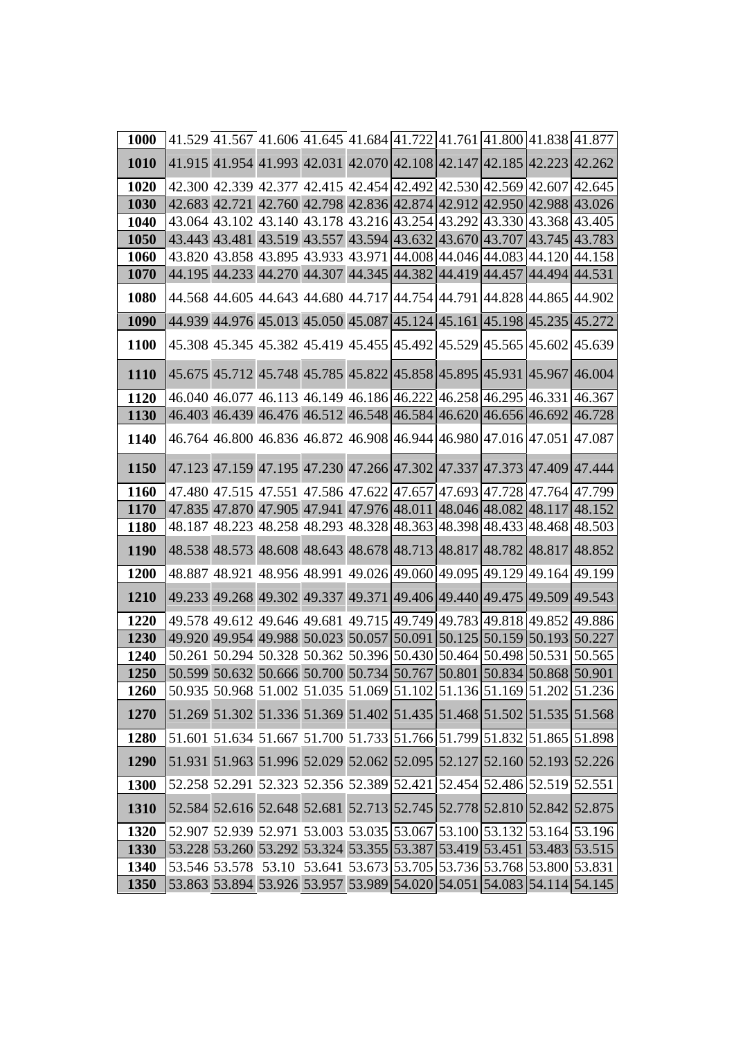| 1000 | 41.529 | 41.567 | 41.606 | 41.645 | 41.684 | 41.722 | 41.761 | 41.800 | 41.838 | 41.877 |
|---|---|---|---|---|---|---|---|---|---|---|
| **1010** | 41.915 | 41.954 | 41.993 | 42.031 | 42.070 | 42.108 | 42.147 | 42.185 | 42.223 | 42.262 |
| **1020** | 42.300 | 42.339 | 42.377 | 42.415 | 42.454 | 42.492 | 42.530 | 42.569 | 42.607 | 42.645 |
| **1030** | 42.683 | 42.721 | 42.760 | 42.798 | 42.836 | 42.874 | 42.912 | 42.950 | 42.988 | 43.026 |
| **1040** | 43.064 | 43.102 | 43.140 | 43.178 | 43.216 | 43.254 | 43.292 | 43.330 | 43.368 | 43.405 |
| **1050** | 43.443 | 43.481 | 43.519 | 43.557 | 43.594 | 43.632 | 43.670 | 43.707 | 43.745 | 43.783 |
| **1060** | 43.820 | 43.858 | 43.895 | 43.933 | 43.971 | 44.008 | 44.046 | 44.083 | 44.120 | 44.158 |
| **1070** | 44.195 | 44.233 | 44.270 | 44.307 | 44.345 | 44.382 | 44.419 | 44.457 | 44.494 | 44.531 |
| **1080** | 44.568 | 44.605 | 44.643 | 44.680 | 44.717 | 44.754 | 44.791 | 44.828 | 44.865 | 44.902 |
| **1090** | 44.939 | 44.976 | 45.013 | 45.050 | 45.087 | 45.124 | 45.161 | 45.198 | 45.235 | 45.272 |
| **1100** | 45.308 | 45.345 | 45.382 | 45.419 | 45.455 | 45.492 | 45.529 | 45.565 | 45.602 | 45.639 |
| **1110** | 45.675 | 45.712 | 45.748 | 45.785 | 45.822 | 45.858 | 45.895 | 45.931 | 45.967 | 46.004 |
| **1120** | 46.040 | 46.077 | 46.113 | 46.149 | 46.186 | 46.222 | 46.258 | 46.295 | 46.331 | 46.367 |
| **1130** | 46.403 | 46.439 | 46.476 | 46.512 | 46.548 | 46.584 | 46.620 | 46.656 | 46.692 | 46.728 |
| **1140** | 46.764 | 46.800 | 46.836 | 46.872 | 46.908 | 46.944 | 46.980 | 47.016 | 47.051 | 47.087 |
| **1150** | 47.123 | 47.159 | 47.195 | 47.230 | 47.266 | 47.302 | 47.337 | 47.373 | 47.409 | 47.444 |
| **1160** | 47.480 | 47.515 | 47.551 | 47.586 | 47.622 | 47.657 | 47.693 | 47.728 | 47.764 | 47.799 |
| **1170** | 47.835 | 47.870 | 47.905 | 47.941 | 47.976 | 48.011 | 48.046 | 48.082 | 48.117 | 48.152 |
| **1180** | 48.187 | 48.223 | 48.258 | 48.293 | 48.328 | 48.363 | 48.398 | 48.433 | 48.468 | 48.503 |
| **1190** | 48.538 | 48.573 | 48.608 | 48.643 | 48.678 | 48.713 | 48.817 | 48.782 | 48.817 | 48.852 |
| **1200** | 48.887 | 48.921 | 48.956 | 48.991 | 49.026 | 49.060 | 49.095 | 49.129 | 49.164 | 49.199 |
| **1210** | 49.233 | 49.268 | 49.302 | 49.337 | 49.371 | 49.406 | 49.440 | 49.475 | 49.509 | 49.543 |
| **1220** | 49.578 | 49.612 | 49.646 | 49.681 | 49.715 | 49.749 | 49.783 | 49.818 | 49.852 | 49.886 |
| **1230** | 49.920 | 49.954 | 49.988 | 50.023 | 50.057 | 50.091 | 50.125 | 50.159 | 50.193 | 50.227 |
| **1240** | 50.261 | 50.294 | 50.328 | 50.362 | 50.396 | 50.430 | 50.464 | 50.498 | 50.531 | 50.565 |
| **1250** | 50.599 | 50.632 | 50.666 | 50.700 | 50.734 | 50.767 | 50.801 | 50.834 | 50.868 | 50.901 |
| **1260** | 50.935 | 50.968 | 51.002 | 51.035 | 51.069 | 51.102 | 51.136 | 51.169 | 51.202 | 51.236 |
| **1270** | 51.269 | 51.302 | 51.336 | 51.369 | 51.402 | 51.435 | 51.468 | 51.502 | 51.535 | 51.568 |
| **1280** | 51.601 | 51.634 | 51.667 | 51.700 | 51.733 | 51.766 | 51.799 | 51.832 | 51.865 | 51.898 |
| **1290** | 51.931 | 51.963 | 51.996 | 52.029 | 52.062 | 52.095 | 52.127 | 52.160 | 52.193 | 52.226 |
| **1300** | 52.258 | 52.291 | 52.323 | 52.356 | 52.389 | 52.421 | 52.454 | 52.486 | 52.519 | 52.551 |
| **1310** | 52.584 | 52.616 | 52.648 | 52.681 | 52.713 | 52.745 | 52.778 | 52.810 | 52.842 | 52.875 |
| **1320** | 52.907 | 52.939 | 52.971 | 53.003 | 53.035 | 53.067 | 53.100 | 53.132 | 53.164 | 53.196 |
| **1330** | 53.228 | 53.260 | 53.292 | 53.324 | 53.355 | 53.387 | 53.419 | 53.451 | 53.483 | 53.515 |
| **1340** | 53.546 | 53.578 | 53.10 | 53.641 | 53.673 | 53.705 | 53.736 | 53.768 | 53.800 | 53.831 |
| **1350** | 53.863 | 53.894 | 53.926 | 53.957 | 53.989 | 54.020 | 54.051 | 54.083 | 54.114 | 54.145 |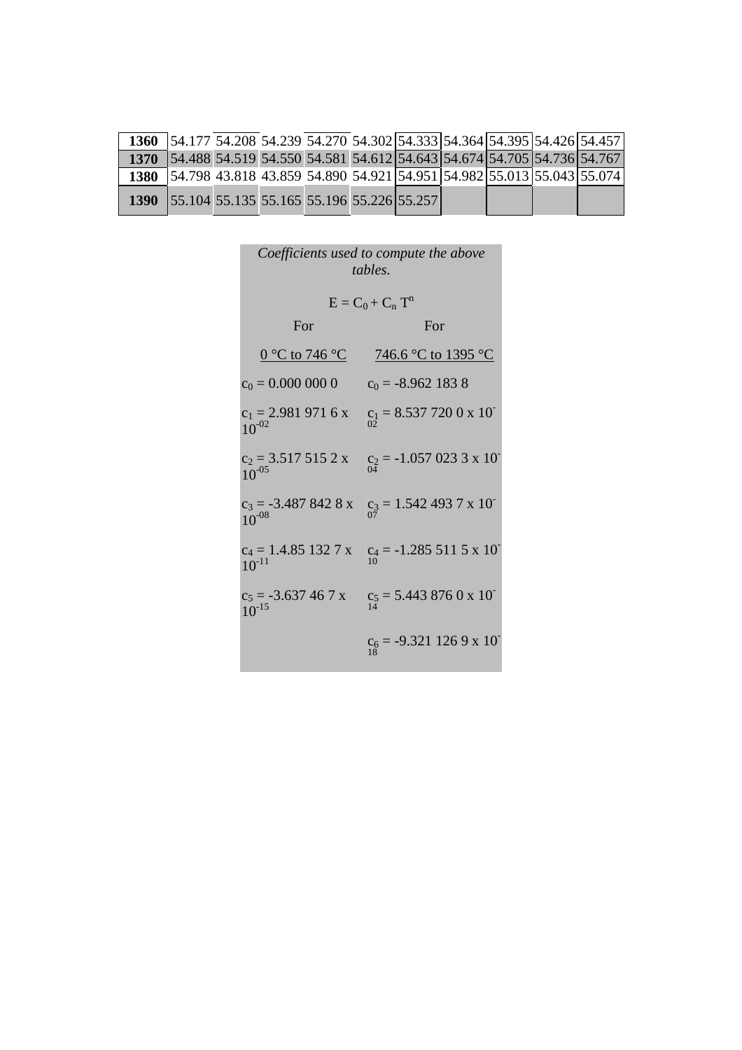| | | | | | | | | | | |
|---|---|---|---|---|---|---|---|---|---|---|
| **1360** | 54.177 | 54.208 | 54.239 | 54.270 | 54.302 | 54.333 | 54.364 | 54.395 | 54.426 | 54.457 |
| **1370** | 54.488 | 54.519 | 54.550 | 54.581 | 54.612 | 54.643 | 54.674 | 54.705 | 54.736 | 54.767 |
| **1380** | 54.798 | 43.818 | 43.859 | 54.890 | 54.921 | 54.951 | 54.982 | 55.013 | 55.043 | 55.074 |
| **1390** | 55.104 | 55.135 | 55.165 | 55.196 | 55.226 | 55.257 | | | | |

| *Coefficients used to compute the above tables.* | |
|---|---|
| $E = C_0 + C_n T^n$ | |
| For | For |
| 0 °C to 746 °C | 746.6 °C to 1395 °C |
| $c_0 = 0.000\ 000\ 0$ | $c_0 = -8.962\ 183\ 8$ |
| $c_1 = 2.981\ 971\ 6 \times 10^{-02}$ | $c_1 = 8.537\ 720\ 0 \times 10^{-02}$ |
| $c_2 = 3.517\ 515\ 2 \times 10^{-05}$ | $c_2 = -1.057\ 023\ 3 \times 10^{-04}$ |
| $c_3 = -3.487\ 842\ 8 \times 10^{-08}$ | $c_3 = 1.542\ 493\ 7 \times 10^{-07}$ |
| $c_4 = 1.4.85\ 132\ 7 \times 10^{-11}$ | $c_4 = -1.285\ 511\ 5 \times 10^{-10}$ |
| $c_5 = -3.637\ 46\ 7 \times 10^{-15}$ | $c_5 = 5.443\ 876\ 0 \times 10^{-14}$ |
| | $c_6 = -9.321\ 126\ 9 \times 10^{-18}$ |